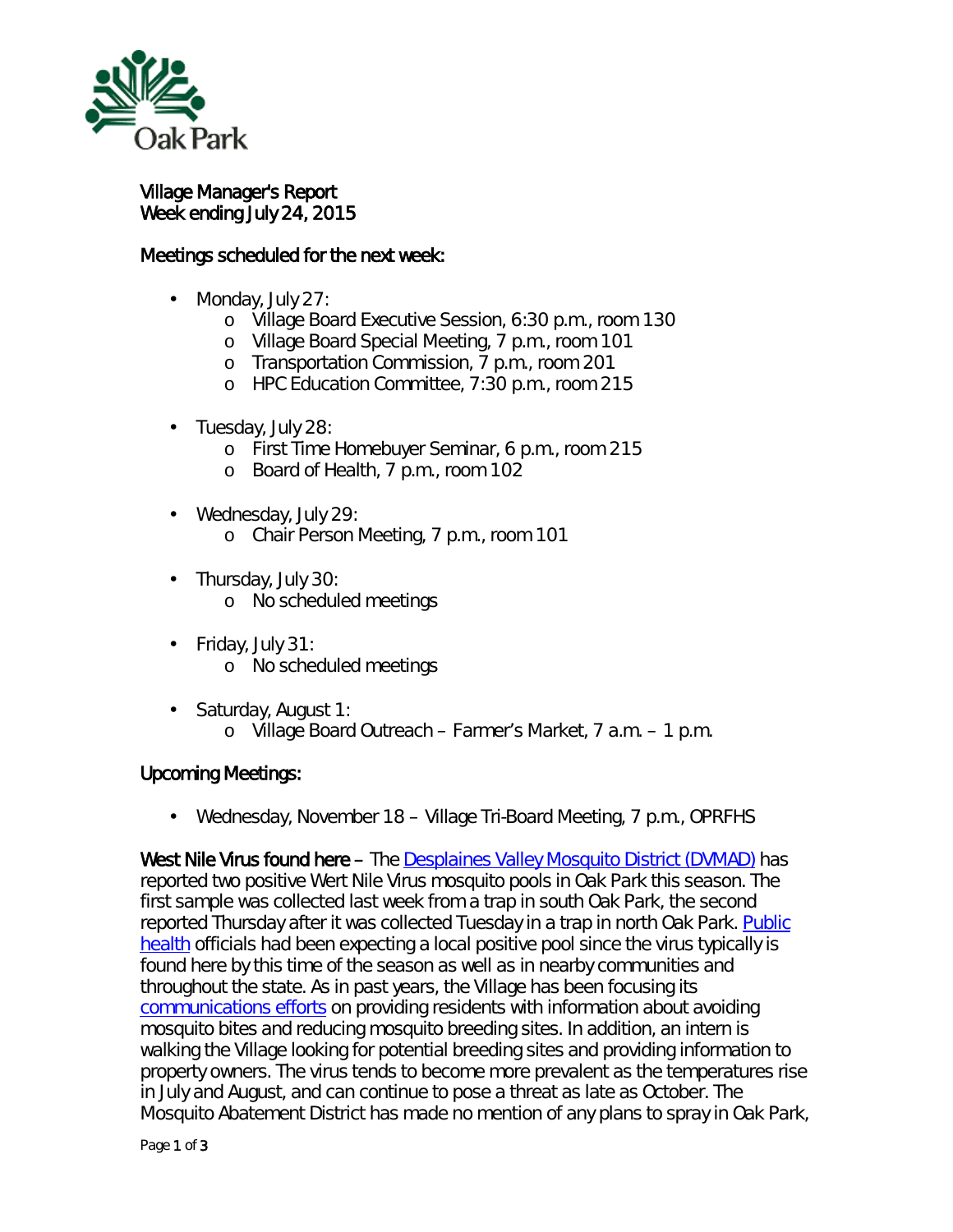# Village Manager's Report
## Week ending July 24, 2015

### Meetings scheduled for the next week:

- Monday, July 27:
  - Village Board Executive Session, 6:30 p.m., room 130
  - Village Board Special Meeting, 7 p.m., room 101
  - Transportation Commission, 7 p.m., room 201
  - HPC Education Committee, 7:30 p.m., room 215
- Tuesday, July 28:
  - First Time Homebuyer Seminar, 6 p.m., room 215
  - Board of Health, 7 p.m., room 102
- Wednesday, July 29:
  - Chair Person Meeting, 7 p.m., room 101
- Thursday, July 30:
  - No scheduled meetings
- Friday, July 31:
  - No scheduled meetings
- Saturday, August 1:
  - Village Board Outreach – Farmer's Market, 7 a.m. – 1 p.m.

### Upcoming Meetings:

- Wednesday, November 18 – Village Tri-Board Meeting, 7 p.m., OPRFHS

**West Nile Virus found here** – The Desplaines Valley Mosquito District (DVMAD) has reported two positive Wert Nile Virus mosquito pools in Oak Park this season. The first sample was collected last week from a trap in south Oak Park, the second reported Thursday after it was collected Tuesday in a trap in north Oak Park. Public health officials had been expecting a local positive pool since the virus typically is found here by this time of the season as well as in nearby communities and throughout the state. As in past years, the Village has been focusing its communications efforts on providing residents with information about avoiding mosquito bites and reducing mosquito breeding sites. In addition, an intern is walking the Village looking for potential breeding sites and providing information to property owners. The virus tends to become more prevalent as the temperatures rise in July and August, and can continue to pose a threat as late as October. The Mosquito Abatement District has made no mention of any plans to spray in Oak Park,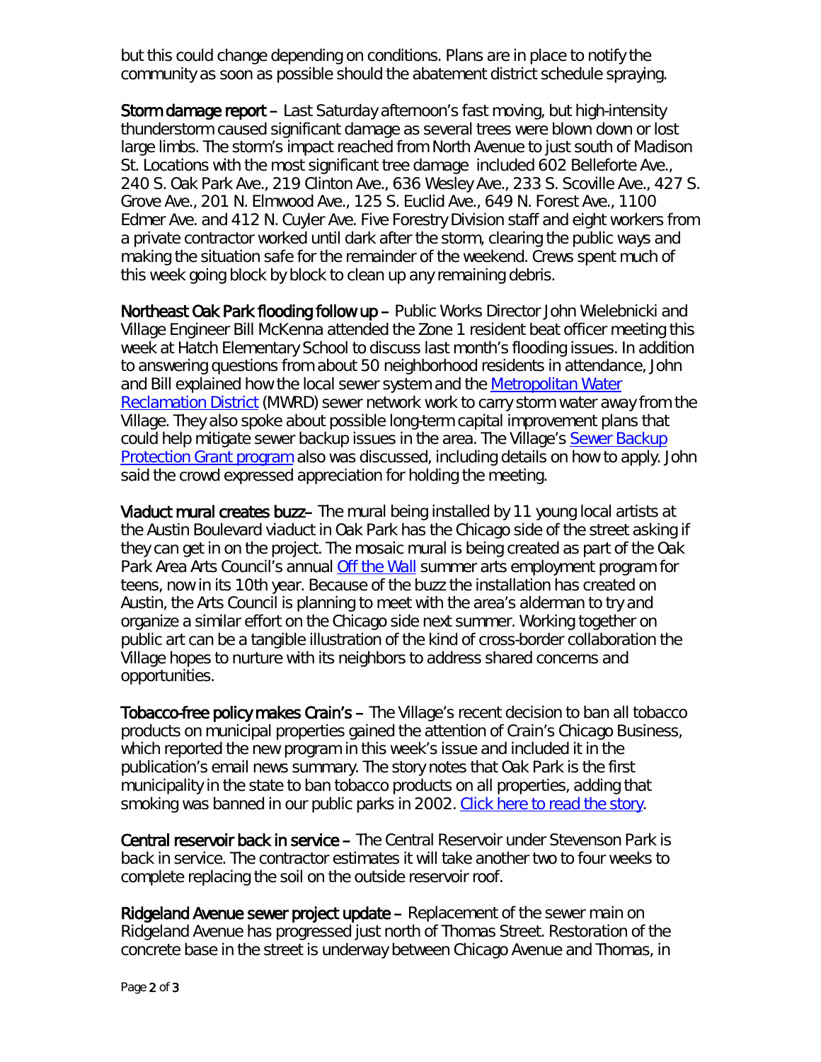but this could change depending on conditions. Plans are in place to notify the community as soon as possible should the abatement district schedule spraying.

**Storm damage report** – Last Saturday afternoon's fast moving, but high-intensity thunderstorm caused significant damage as several trees were blown down or lost large limbs. The storm's impact reached from North Avenue to just south of Madison St. Locations with the most significant tree damage included 602 Belleforte Ave., 240 S. Oak Park Ave., 219 Clinton Ave., 636 Wesley Ave., 233 S. Scoville Ave., 427 S. Grove Ave., 201 N. Elmwood Ave., 125 S. Euclid Ave., 649 N. Forest Ave., 1100 Edmer Ave. and 412 N. Cuyler Ave. Five Forestry Division staff and eight workers from a private contractor worked until dark after the storm, clearing the public ways and making the situation safe for the remainder of the weekend. Crews spent much of this week going block by block to clean up any remaining debris.

**Northeast Oak Park flooding follow up** – Public Works Director John Wielebnicki and Village Engineer Bill McKenna attended the Zone 1 resident beat officer meeting this week at Hatch Elementary School to discuss last month's flooding issues. In addition to answering questions from about 50 neighborhood residents in attendance, John and Bill explained how the local sewer system and the [Metropolitan Water Reclamation District] (MWRD) sewer network work to carry storm water away from the Village. They also spoke about possible long-term capital improvement plans that could help mitigate sewer backup issues in the area. The Village's [Sewer Backup Protection Grant program] also was discussed, including details on how to apply. John said the crowd expressed appreciation for holding the meeting.

**Viaduct mural creates buzz**– The mural being installed by 11 young local artists at the Austin Boulevard viaduct in Oak Park has the Chicago side of the street asking if they can get in on the project. The mosaic mural is being created as part of the Oak Park Area Arts Council's annual [Off the Wall] summer arts employment program for teens, now in its 10th year. Because of the buzz the installation has created on Austin, the Arts Council is planning to meet with the area's alderman to try and organize a similar effort on the Chicago side next summer. Working together on public art can be a tangible illustration of the kind of cross-border collaboration the Village hopes to nurture with its neighbors to address shared concerns and opportunities.

**Tobacco-free policy makes Crain's** – The Village's recent decision to ban all tobacco products on municipal properties gained the attention of Crain's Chicago Business, which reported the new program in this week's issue and included it in the publication's email news summary. The story notes that Oak Park is the first municipality in the state to ban tobacco products on all properties, adding that smoking was banned in our public parks in 2002. [Click here to read the story].

**Central reservoir back in service** – The Central Reservoir under Stevenson Park is back in service. The contractor estimates it will take another two to four weeks to complete replacing the soil on the outside reservoir roof.

**Ridgeland Avenue sewer project update** – Replacement of the sewer main on Ridgeland Avenue has progressed just north of Thomas Street. Restoration of the concrete base in the street is underway between Chicago Avenue and Thomas, in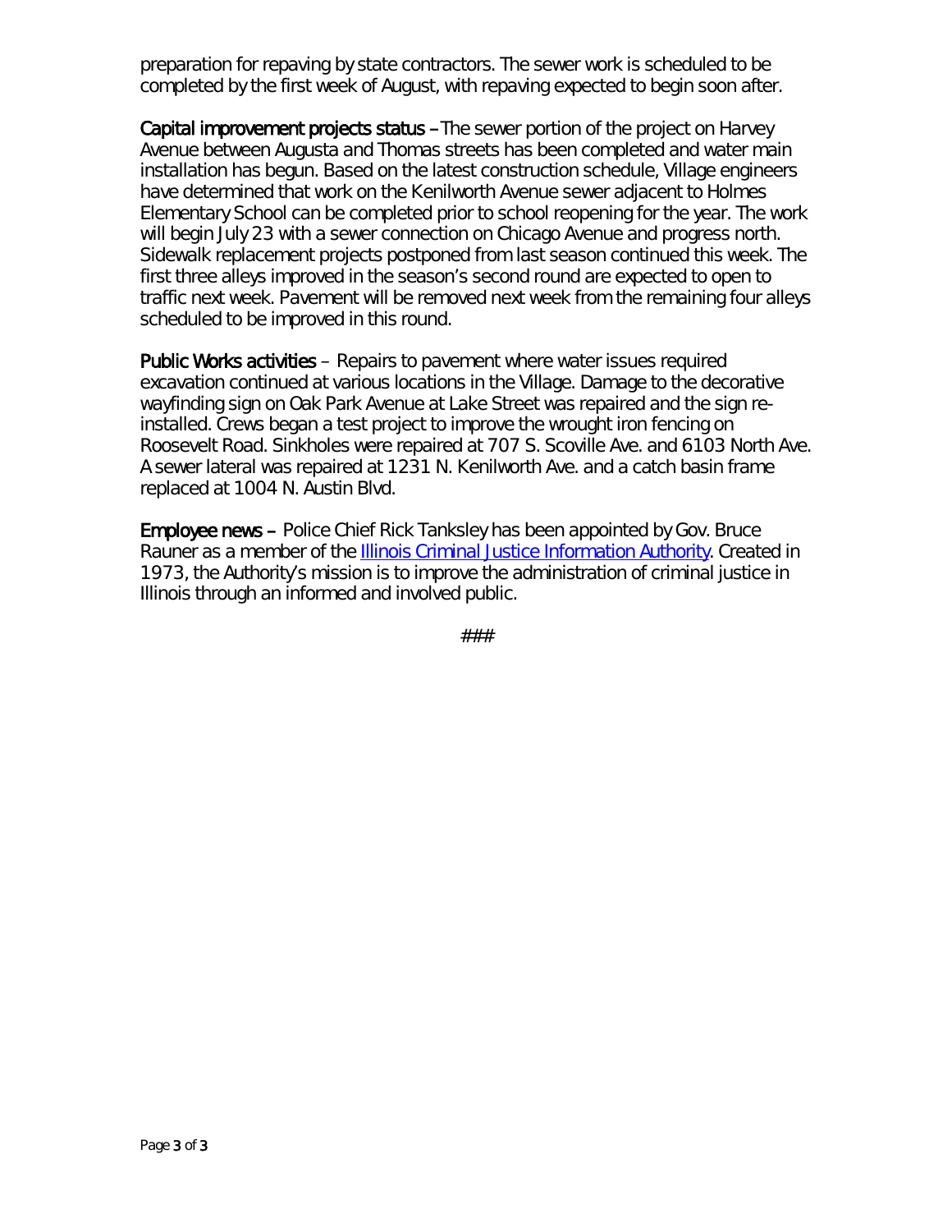preparation for repaving by state contractors. The sewer work is scheduled to be completed by the first week of August, with repaving expected to begin soon after.

**Capital improvement projects status** – The sewer portion of the project on Harvey Avenue between Augusta and Thomas streets has been completed and water main installation has begun. Based on the latest construction schedule, Village engineers have determined that work on the Kenilworth Avenue sewer adjacent to Holmes Elementary School can be completed prior to school reopening for the year. The work will begin July 23 with a sewer connection on Chicago Avenue and progress north. Sidewalk replacement projects postponed from last season continued this week. The first three alleys improved in the season's second round are expected to open to traffic next week. Pavement will be removed next week from the remaining four alleys scheduled to be improved in this round.

**Public Works activities** – Repairs to pavement where water issues required excavation continued at various locations in the Village. Damage to the decorative wayfinding sign on Oak Park Avenue at Lake Street was repaired and the sign re-installed. Crews began a test project to improve the wrought iron fencing on Roosevelt Road. Sinkholes were repaired at 707 S. Scoville Ave. and 6103 North Ave. A sewer lateral was repaired at 1231 N. Kenilworth Ave. and a catch basin frame replaced at 1004 N. Austin Blvd.

**Employee news** – Police Chief Rick Tanksley has been appointed by Gov. Bruce Rauner as a member of the Illinois Criminal Justice Information Authority. Created in 1973, the Authority's mission is to improve the administration of criminal justice in Illinois through an informed and involved public.

###